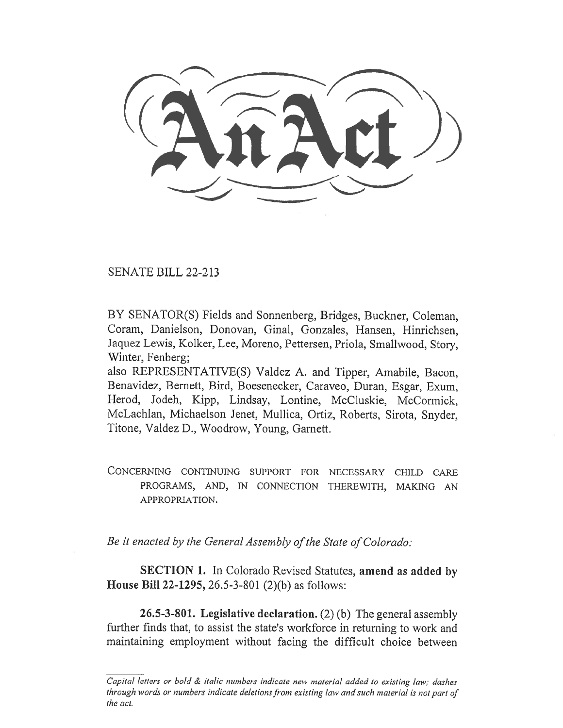# An Act

SENATE BILL 22-213

BY SENATOR(S) Fields and Sonnenberg, Bridges, Buckner, Coleman, Coram, Danielson, Donovan, Ginal, Gonzales, Hansen, Hinrichsen, Jaquez Lewis, Kolker, Lee, Moreno, Pettersen, Priola, Smallwood, Story, Winter, Fenberg;
also REPRESENTATIVE(S) Valdez A. and Tipper, Amabile, Bacon, Benavidez, Bernett, Bird, Boesenecker, Caraveo, Duran, Esgar, Exum, Herod, Jodeh, Kipp, Lindsay, Lontine, McCluskie, McCormick, McLachlan, Michaelson Jenet, Mullica, Ortiz, Roberts, Sirota, Snyder, Titone, Valdez D., Woodrow, Young, Garnett.

CONCERNING CONTINUING SUPPORT FOR NECESSARY CHILD CARE PROGRAMS, AND, IN CONNECTION THEREWITH, MAKING AN APPROPRIATION.

*Be it enacted by the General Assembly of the State of Colorado:*

**SECTION 1.** In Colorado Revised Statutes, **amend as added by House Bill 22-1295,** 26.5-3-801 (2)(b) as follows:

**26.5-3-801. Legislative declaration.** (2) (b) The general assembly further finds that, to assist the state's workforce in returning to work and maintaining employment without facing the difficult choice between

*Capital letters or bold & italic numbers indicate new material added to existing law; dashes through words or numbers indicate deletions from existing law and such material is not part of the act.*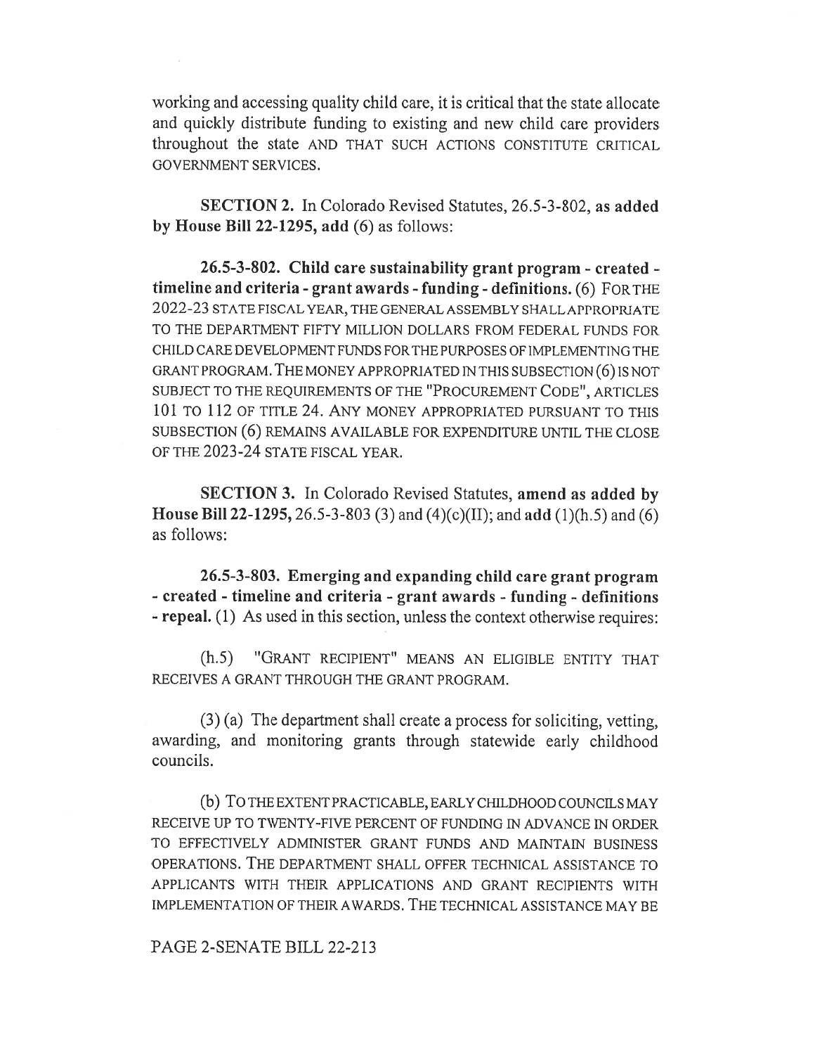working and accessing quality child care, it is critical that the state allocate and quickly distribute funding to existing and new child care providers throughout the state AND THAT SUCH ACTIONS CONSTITUTE CRITICAL GOVERNMENT SERVICES.

**SECTION 2.** In Colorado Revised Statutes, 26.5-3-802, **as added by House Bill 22-1295, add** (6) as follows:

**26.5-3-802. Child care sustainability grant program - created - timeline and criteria - grant awards - funding - definitions.** (6) FOR THE 2022-23 STATE FISCAL YEAR, THE GENERAL ASSEMBLY SHALL APPROPRIATE TO THE DEPARTMENT FIFTY MILLION DOLLARS FROM FEDERAL FUNDS FOR CHILD CARE DEVELOPMENT FUNDS FOR THE PURPOSES OF IMPLEMENTING THE GRANT PROGRAM. THE MONEY APPROPRIATED IN THIS SUBSECTION (6) IS NOT SUBJECT TO THE REQUIREMENTS OF THE "PROCUREMENT CODE", ARTICLES 101 TO 112 OF TITLE 24. ANY MONEY APPROPRIATED PURSUANT TO THIS SUBSECTION (6) REMAINS AVAILABLE FOR EXPENDITURE UNTIL THE CLOSE OF THE 2023-24 STATE FISCAL YEAR.

**SECTION 3.** In Colorado Revised Statutes, **amend as added by House Bill 22-1295,** 26.5-3-803 (3) and (4)(c)(II); and **add** (1)(h.5) and (6) as follows:

**26.5-3-803. Emerging and expanding child care grant program - created - timeline and criteria - grant awards - funding - definitions - repeal.** (1) As used in this section, unless the context otherwise requires:

(h.5) "GRANT RECIPIENT" MEANS AN ELIGIBLE ENTITY THAT RECEIVES A GRANT THROUGH THE GRANT PROGRAM.

(3) (a) The department shall create a process for soliciting, vetting, awarding, and monitoring grants through statewide early childhood councils.

(b) TO THE EXTENT PRACTICABLE, EARLY CHILDHOOD COUNCILS MAY RECEIVE UP TO TWENTY-FIVE PERCENT OF FUNDING IN ADVANCE IN ORDER TO EFFECTIVELY ADMINISTER GRANT FUNDS AND MAINTAIN BUSINESS OPERATIONS. THE DEPARTMENT SHALL OFFER TECHNICAL ASSISTANCE TO APPLICANTS WITH THEIR APPLICATIONS AND GRANT RECIPIENTS WITH IMPLEMENTATION OF THEIR AWARDS. THE TECHNICAL ASSISTANCE MAY BE

PAGE 2-SENATE BILL 22-213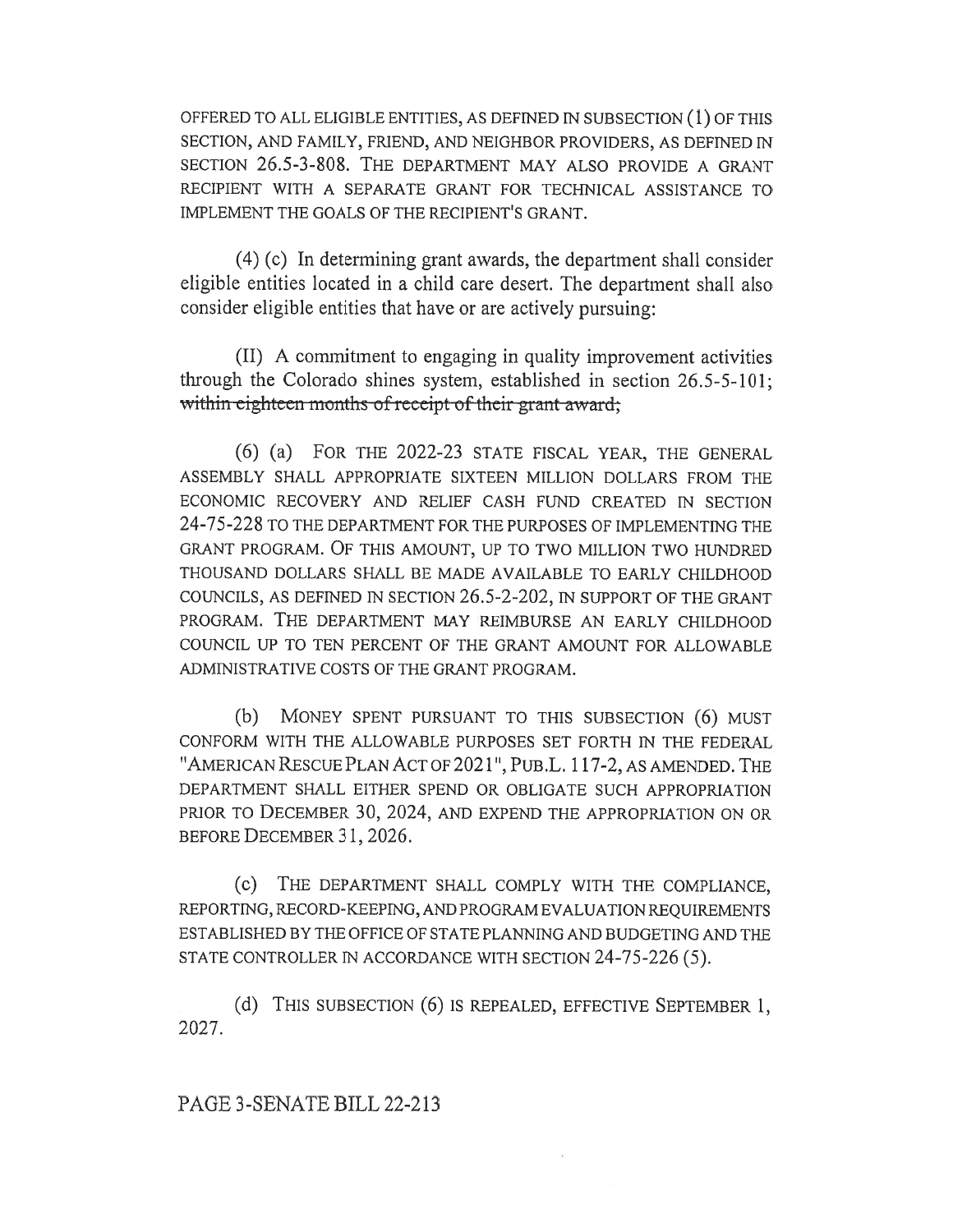OFFERED TO ALL ELIGIBLE ENTITIES, AS DEFINED IN SUBSECTION (1) OF THIS SECTION, AND FAMILY, FRIEND, AND NEIGHBOR PROVIDERS, AS DEFINED IN SECTION 26.5-3-808. THE DEPARTMENT MAY ALSO PROVIDE A GRANT RECIPIENT WITH A SEPARATE GRANT FOR TECHNICAL ASSISTANCE TO IMPLEMENT THE GOALS OF THE RECIPIENT'S GRANT.

(4) (c) In determining grant awards, the department shall consider eligible entities located in a child care desert. The department shall also consider eligible entities that have or are actively pursuing:

(II) A commitment to engaging in quality improvement activities through the Colorado shines system, established in section 26.5-5-101; ~~within eighteen months of receipt of their grant award;~~

(6) (a) FOR THE 2022-23 STATE FISCAL YEAR, THE GENERAL ASSEMBLY SHALL APPROPRIATE SIXTEEN MILLION DOLLARS FROM THE ECONOMIC RECOVERY AND RELIEF CASH FUND CREATED IN SECTION 24-75-228 TO THE DEPARTMENT FOR THE PURPOSES OF IMPLEMENTING THE GRANT PROGRAM. OF THIS AMOUNT, UP TO TWO MILLION TWO HUNDRED THOUSAND DOLLARS SHALL BE MADE AVAILABLE TO EARLY CHILDHOOD COUNCILS, AS DEFINED IN SECTION 26.5-2-202, IN SUPPORT OF THE GRANT PROGRAM. THE DEPARTMENT MAY REIMBURSE AN EARLY CHILDHOOD COUNCIL UP TO TEN PERCENT OF THE GRANT AMOUNT FOR ALLOWABLE ADMINISTRATIVE COSTS OF THE GRANT PROGRAM.

(b) MONEY SPENT PURSUANT TO THIS SUBSECTION (6) MUST CONFORM WITH THE ALLOWABLE PURPOSES SET FORTH IN THE FEDERAL "AMERICAN RESCUE PLAN ACT OF 2021", PUB.L. 117-2, AS AMENDED. THE DEPARTMENT SHALL EITHER SPEND OR OBLIGATE SUCH APPROPRIATION PRIOR TO DECEMBER 30, 2024, AND EXPEND THE APPROPRIATION ON OR BEFORE DECEMBER 31, 2026.

(c) THE DEPARTMENT SHALL COMPLY WITH THE COMPLIANCE, REPORTING, RECORD-KEEPING, AND PROGRAM EVALUATION REQUIREMENTS ESTABLISHED BY THE OFFICE OF STATE PLANNING AND BUDGETING AND THE STATE CONTROLLER IN ACCORDANCE WITH SECTION 24-75-226 (5).

(d) THIS SUBSECTION (6) IS REPEALED, EFFECTIVE SEPTEMBER 1, 2027.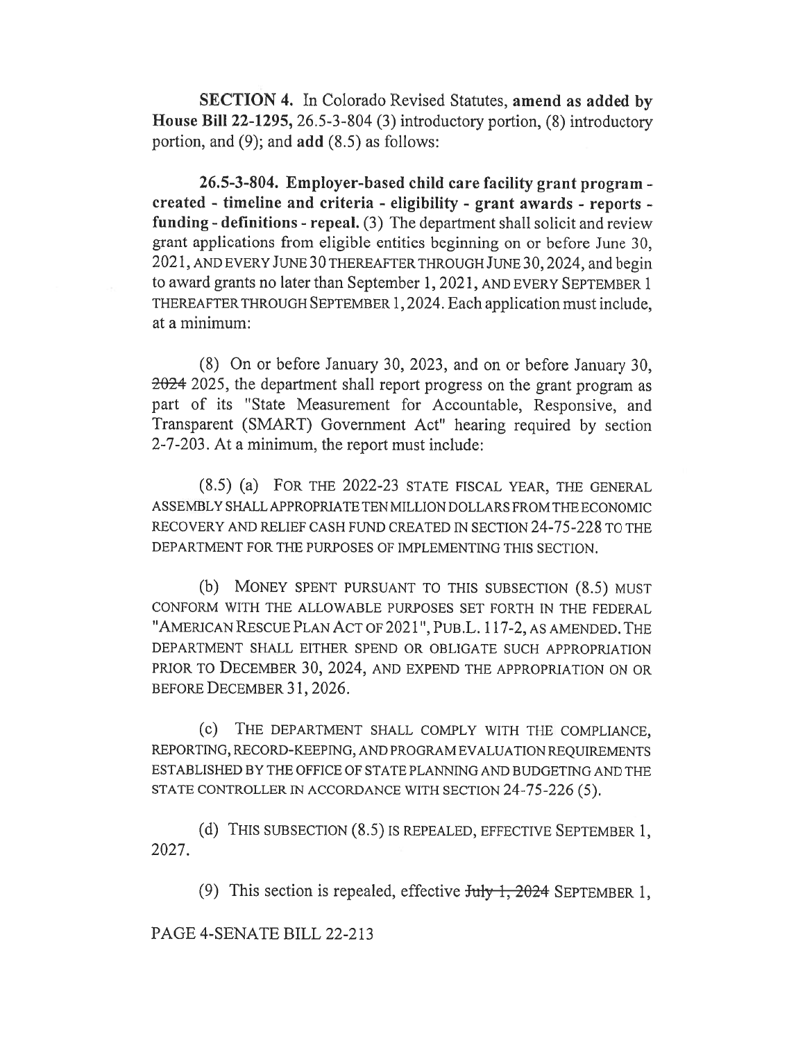**SECTION 4.** In Colorado Revised Statutes, **amend as added by House Bill 22-1295,** 26.5-3-804 (3) introductory portion, (8) introductory portion, and (9); and **add** (8.5) as follows:

**26.5-3-804. Employer-based child care facility grant program - created - timeline and criteria - eligibility - grant awards - reports - funding - definitions - repeal.** (3) The department shall solicit and review grant applications from eligible entities beginning on or before June 30, 2021, AND EVERY JUNE 30 THEREAFTER THROUGH JUNE 30, 2024, and begin to award grants no later than September 1, 2021, AND EVERY SEPTEMBER 1 THEREAFTER THROUGH SEPTEMBER 1, 2024. Each application must include, at a minimum:

(8) On or before January 30, 2023, and on or before January 30, ~~2024~~ 2025, the department shall report progress on the grant program as part of its "State Measurement for Accountable, Responsive, and Transparent (SMART) Government Act" hearing required by section 2-7-203. At a minimum, the report must include:

(8.5) (a) FOR THE 2022-23 STATE FISCAL YEAR, THE GENERAL ASSEMBLY SHALL APPROPRIATE TEN MILLION DOLLARS FROM THE ECONOMIC RECOVERY AND RELIEF CASH FUND CREATED IN SECTION 24-75-228 TO THE DEPARTMENT FOR THE PURPOSES OF IMPLEMENTING THIS SECTION.

(b) MONEY SPENT PURSUANT TO THIS SUBSECTION (8.5) MUST CONFORM WITH THE ALLOWABLE PURPOSES SET FORTH IN THE FEDERAL "AMERICAN RESCUE PLAN ACT OF 2021", PUB.L. 117-2, AS AMENDED. THE DEPARTMENT SHALL EITHER SPEND OR OBLIGATE SUCH APPROPRIATION PRIOR TO DECEMBER 30, 2024, AND EXPEND THE APPROPRIATION ON OR BEFORE DECEMBER 31, 2026.

(c) THE DEPARTMENT SHALL COMPLY WITH THE COMPLIANCE, REPORTING, RECORD-KEEPING, AND PROGRAM EVALUATION REQUIREMENTS ESTABLISHED BY THE OFFICE OF STATE PLANNING AND BUDGETING AND THE STATE CONTROLLER IN ACCORDANCE WITH SECTION 24-75-226 (5).

(d) THIS SUBSECTION (8.5) IS REPEALED, EFFECTIVE SEPTEMBER 1, 2027.

(9) This section is repealed, effective ~~July 1, 2024~~ SEPTEMBER 1,

PAGE 4-SENATE BILL 22-213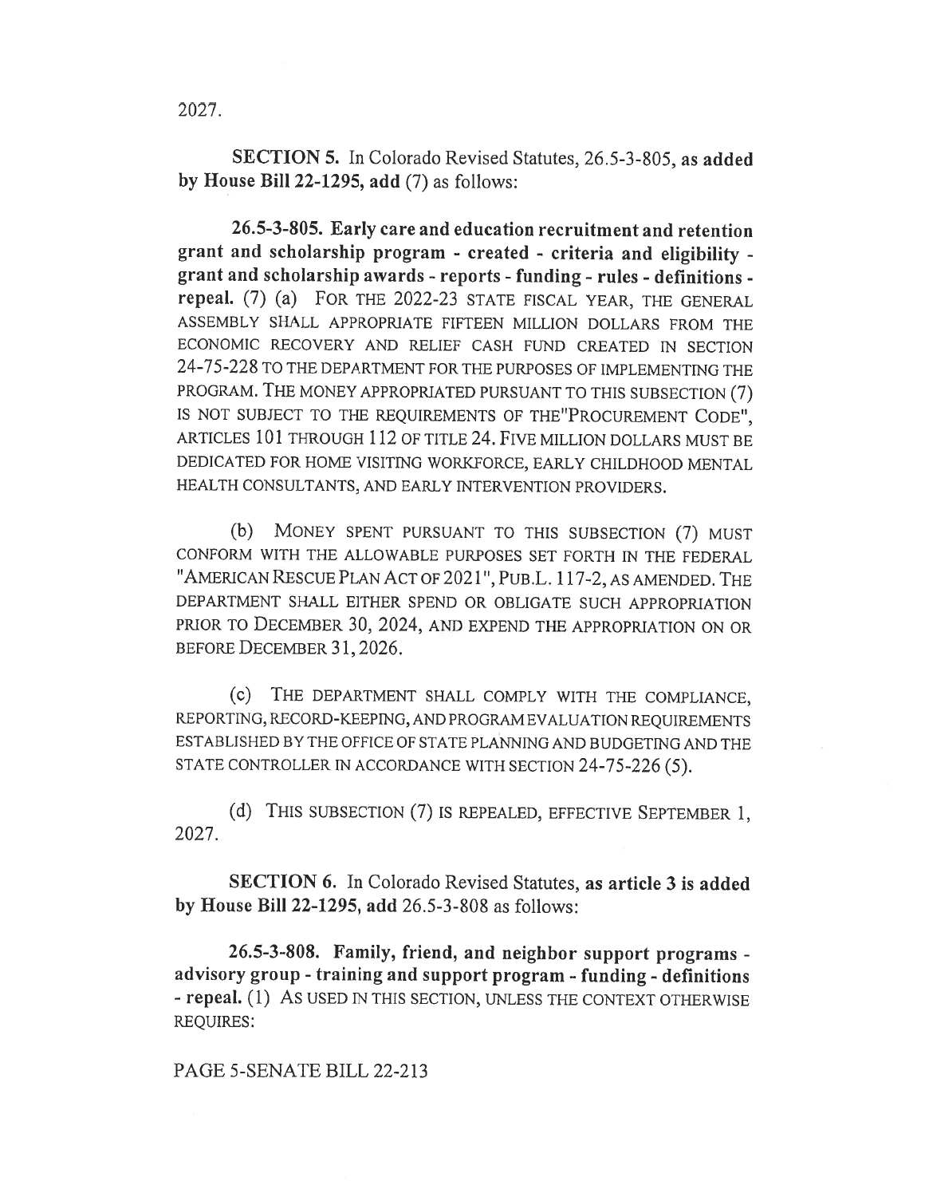2027.

**SECTION 5.** In Colorado Revised Statutes, 26.5-3-805, **as added by House Bill 22-1295, add** (7) as follows:

**26.5-3-805. Early care and education recruitment and retention grant and scholarship program - created - criteria and eligibility - grant and scholarship awards - reports - funding - rules - definitions - repeal.** (7) (a) FOR THE 2022-23 STATE FISCAL YEAR, THE GENERAL ASSEMBLY SHALL APPROPRIATE FIFTEEN MILLION DOLLARS FROM THE ECONOMIC RECOVERY AND RELIEF CASH FUND CREATED IN SECTION 24-75-228 TO THE DEPARTMENT FOR THE PURPOSES OF IMPLEMENTING THE PROGRAM. THE MONEY APPROPRIATED PURSUANT TO THIS SUBSECTION (7) IS NOT SUBJECT TO THE REQUIREMENTS OF THE"PROCUREMENT CODE", ARTICLES 101 THROUGH 112 OF TITLE 24. FIVE MILLION DOLLARS MUST BE DEDICATED FOR HOME VISITING WORKFORCE, EARLY CHILDHOOD MENTAL HEALTH CONSULTANTS, AND EARLY INTERVENTION PROVIDERS.

(b) MONEY SPENT PURSUANT TO THIS SUBSECTION (7) MUST CONFORM WITH THE ALLOWABLE PURPOSES SET FORTH IN THE FEDERAL "AMERICAN RESCUE PLAN ACT OF 2021", PUB.L. 117-2, AS AMENDED. THE DEPARTMENT SHALL EITHER SPEND OR OBLIGATE SUCH APPROPRIATION PRIOR TO DECEMBER 30, 2024, AND EXPEND THE APPROPRIATION ON OR BEFORE DECEMBER 31, 2026.

(c) THE DEPARTMENT SHALL COMPLY WITH THE COMPLIANCE, REPORTING, RECORD-KEEPING, AND PROGRAM EVALUATION REQUIREMENTS ESTABLISHED BY THE OFFICE OF STATE PLANNING AND BUDGETING AND THE STATE CONTROLLER IN ACCORDANCE WITH SECTION 24-75-226 (5).

(d) THIS SUBSECTION (7) IS REPEALED, EFFECTIVE SEPTEMBER 1, 2027.

**SECTION 6.** In Colorado Revised Statutes, **as article 3 is added by House Bill 22-1295, add** 26.5-3-808 as follows:

**26.5-3-808. Family, friend, and neighbor support programs - advisory group - training and support program - funding - definitions - repeal.** (1) AS USED IN THIS SECTION, UNLESS THE CONTEXT OTHERWISE REQUIRES:

PAGE 5-SENATE BILL 22-213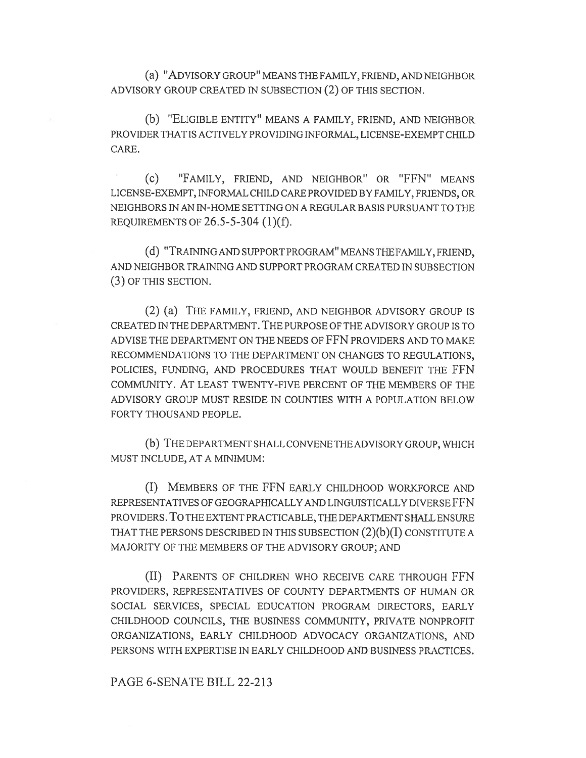(a) "ADVISORY GROUP" MEANS THE FAMILY, FRIEND, AND NEIGHBOR ADVISORY GROUP CREATED IN SUBSECTION (2) OF THIS SECTION.

(b) "ELIGIBLE ENTITY" MEANS A FAMILY, FRIEND, AND NEIGHBOR PROVIDER THAT IS ACTIVELY PROVIDING INFORMAL, LICENSE-EXEMPT CHILD CARE.

(c) "FAMILY, FRIEND, AND NEIGHBOR" OR "FFN" MEANS LICENSE-EXEMPT, INFORMAL CHILD CARE PROVIDED BY FAMILY, FRIENDS, OR NEIGHBORS IN AN IN-HOME SETTING ON A REGULAR BASIS PURSUANT TO THE REQUIREMENTS OF 26.5-5-304 (1)(f).

(d) "TRAINING AND SUPPORT PROGRAM" MEANS THE FAMILY, FRIEND, AND NEIGHBOR TRAINING AND SUPPORT PROGRAM CREATED IN SUBSECTION (3) OF THIS SECTION.

(2) (a) THE FAMILY, FRIEND, AND NEIGHBOR ADVISORY GROUP IS CREATED IN THE DEPARTMENT. THE PURPOSE OF THE ADVISORY GROUP IS TO ADVISE THE DEPARTMENT ON THE NEEDS OF FFN PROVIDERS AND TO MAKE RECOMMENDATIONS TO THE DEPARTMENT ON CHANGES TO REGULATIONS, POLICIES, FUNDING, AND PROCEDURES THAT WOULD BENEFIT THE FFN COMMUNITY. AT LEAST TWENTY-FIVE PERCENT OF THE MEMBERS OF THE ADVISORY GROUP MUST RESIDE IN COUNTIES WITH A POPULATION BELOW FORTY THOUSAND PEOPLE.

(b) THE DEPARTMENT SHALL CONVENE THE ADVISORY GROUP, WHICH MUST INCLUDE, AT A MINIMUM:

(I) MEMBERS OF THE FFN EARLY CHILDHOOD WORKFORCE AND REPRESENTATIVES OF GEOGRAPHICALLY AND LINGUISTICALLY DIVERSE FFN PROVIDERS. TO THE EXTENT PRACTICABLE, THE DEPARTMENT SHALL ENSURE THAT THE PERSONS DESCRIBED IN THIS SUBSECTION (2)(b)(I) CONSTITUTE A MAJORITY OF THE MEMBERS OF THE ADVISORY GROUP; AND

(II) PARENTS OF CHILDREN WHO RECEIVE CARE THROUGH FFN PROVIDERS, REPRESENTATIVES OF COUNTY DEPARTMENTS OF HUMAN OR SOCIAL SERVICES, SPECIAL EDUCATION PROGRAM DIRECTORS, EARLY CHILDHOOD COUNCILS, THE BUSINESS COMMUNITY, PRIVATE NONPROFIT ORGANIZATIONS, EARLY CHILDHOOD ADVOCACY ORGANIZATIONS, AND PERSONS WITH EXPERTISE IN EARLY CHILDHOOD AND BUSINESS PRACTICES.

PAGE 6-SENATE BILL 22-213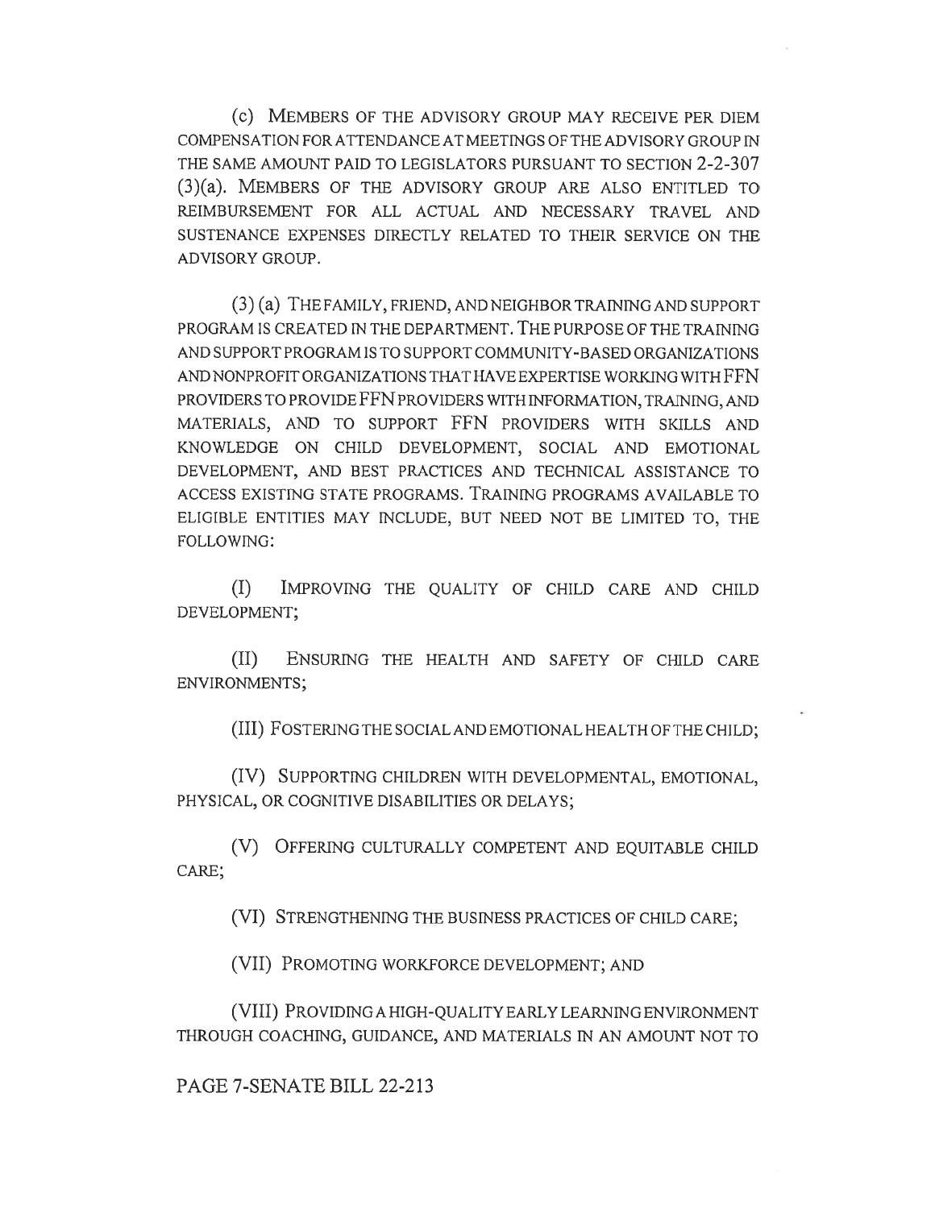(c) MEMBERS OF THE ADVISORY GROUP MAY RECEIVE PER DIEM COMPENSATION FOR ATTENDANCE AT MEETINGS OF THE ADVISORY GROUP IN THE SAME AMOUNT PAID TO LEGISLATORS PURSUANT TO SECTION 2-2-307 (3)(a). MEMBERS OF THE ADVISORY GROUP ARE ALSO ENTITLED TO REIMBURSEMENT FOR ALL ACTUAL AND NECESSARY TRAVEL AND SUSTENANCE EXPENSES DIRECTLY RELATED TO THEIR SERVICE ON THE ADVISORY GROUP.

(3) (a) THE FAMILY, FRIEND, AND NEIGHBOR TRAINING AND SUPPORT PROGRAM IS CREATED IN THE DEPARTMENT. THE PURPOSE OF THE TRAINING AND SUPPORT PROGRAM IS TO SUPPORT COMMUNITY-BASED ORGANIZATIONS AND NONPROFIT ORGANIZATIONS THAT HAVE EXPERTISE WORKING WITH FFN PROVIDERS TO PROVIDE FFN PROVIDERS WITH INFORMATION, TRAINING, AND MATERIALS, AND TO SUPPORT FFN PROVIDERS WITH SKILLS AND KNOWLEDGE ON CHILD DEVELOPMENT, SOCIAL AND EMOTIONAL DEVELOPMENT, AND BEST PRACTICES AND TECHNICAL ASSISTANCE TO ACCESS EXISTING STATE PROGRAMS. TRAINING PROGRAMS AVAILABLE TO ELIGIBLE ENTITIES MAY INCLUDE, BUT NEED NOT BE LIMITED TO, THE FOLLOWING:

(I) IMPROVING THE QUALITY OF CHILD CARE AND CHILD DEVELOPMENT;

(II) ENSURING THE HEALTH AND SAFETY OF CHILD CARE ENVIRONMENTS;

(III) FOSTERING THE SOCIAL AND EMOTIONAL HEALTH OF THE CHILD;

(IV) SUPPORTING CHILDREN WITH DEVELOPMENTAL, EMOTIONAL, PHYSICAL, OR COGNITIVE DISABILITIES OR DELAYS;

(V) OFFERING CULTURALLY COMPETENT AND EQUITABLE CHILD CARE;

(VI) STRENGTHENING THE BUSINESS PRACTICES OF CHILD CARE;

(VII) PROMOTING WORKFORCE DEVELOPMENT; AND

(VIII) PROVIDING A HIGH-QUALITY EARLY LEARNING ENVIRONMENT THROUGH COACHING, GUIDANCE, AND MATERIALS IN AN AMOUNT NOT TO

PAGE 7-SENATE BILL 22-213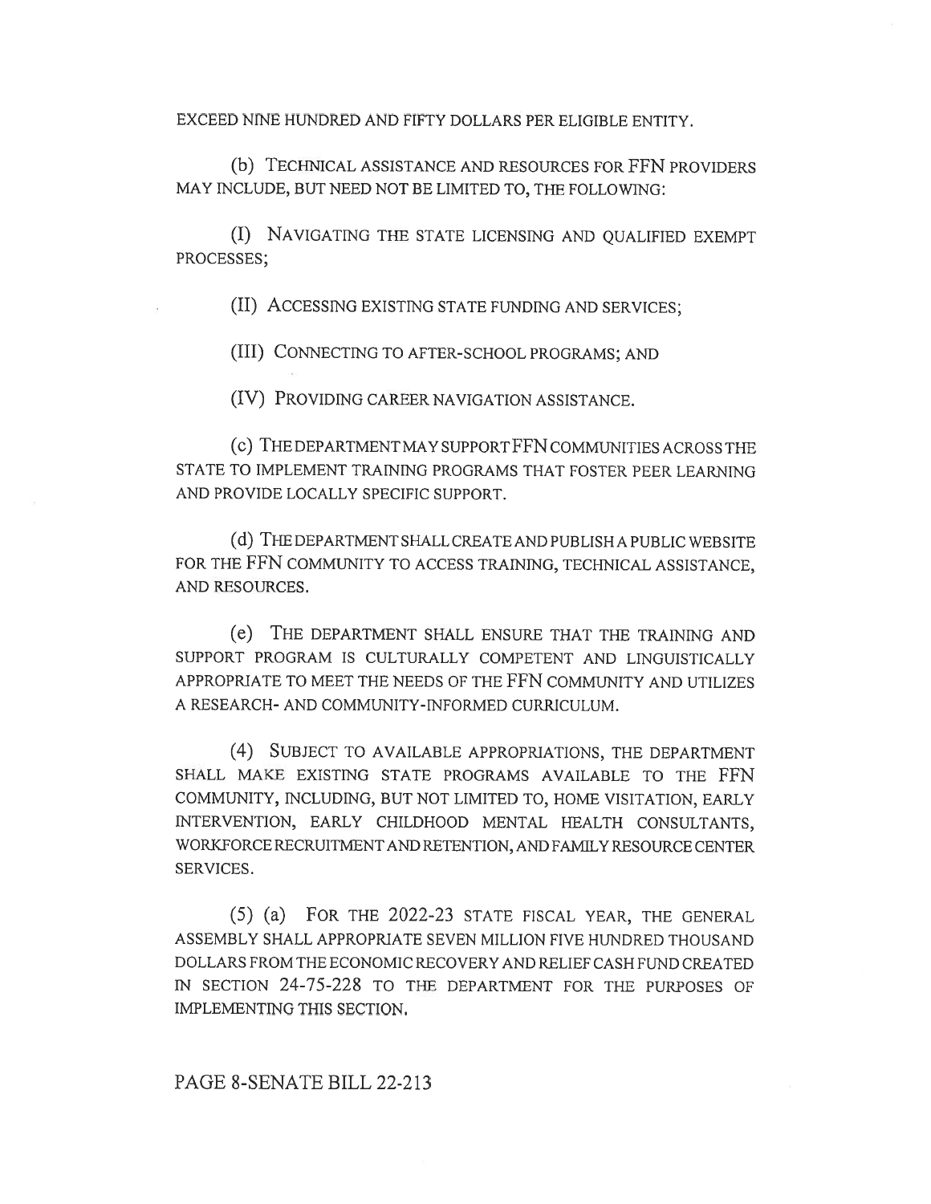EXCEED NINE HUNDRED AND FIFTY DOLLARS PER ELIGIBLE ENTITY.

(b) TECHNICAL ASSISTANCE AND RESOURCES FOR FFN PROVIDERS MAY INCLUDE, BUT NEED NOT BE LIMITED TO, THE FOLLOWING:

(I) NAVIGATING THE STATE LICENSING AND QUALIFIED EXEMPT PROCESSES;

(II) ACCESSING EXISTING STATE FUNDING AND SERVICES;

(III) CONNECTING TO AFTER-SCHOOL PROGRAMS; AND

(IV) PROVIDING CAREER NAVIGATION ASSISTANCE.

(c) THE DEPARTMENT MAY SUPPORT FFN COMMUNITIES ACROSS THE STATE TO IMPLEMENT TRAINING PROGRAMS THAT FOSTER PEER LEARNING AND PROVIDE LOCALLY SPECIFIC SUPPORT.

(d) THE DEPARTMENT SHALL CREATE AND PUBLISH A PUBLIC WEBSITE FOR THE FFN COMMUNITY TO ACCESS TRAINING, TECHNICAL ASSISTANCE, AND RESOURCES.

(e) THE DEPARTMENT SHALL ENSURE THAT THE TRAINING AND SUPPORT PROGRAM IS CULTURALLY COMPETENT AND LINGUISTICALLY APPROPRIATE TO MEET THE NEEDS OF THE FFN COMMUNITY AND UTILIZES A RESEARCH- AND COMMUNITY-INFORMED CURRICULUM.

(4) SUBJECT TO AVAILABLE APPROPRIATIONS, THE DEPARTMENT SHALL MAKE EXISTING STATE PROGRAMS AVAILABLE TO THE FFN COMMUNITY, INCLUDING, BUT NOT LIMITED TO, HOME VISITATION, EARLY INTERVENTION, EARLY CHILDHOOD MENTAL HEALTH CONSULTANTS, WORKFORCE RECRUITMENT AND RETENTION, AND FAMILY RESOURCE CENTER SERVICES.

(5) (a) FOR THE 2022-23 STATE FISCAL YEAR, THE GENERAL ASSEMBLY SHALL APPROPRIATE SEVEN MILLION FIVE HUNDRED THOUSAND DOLLARS FROM THE ECONOMIC RECOVERY AND RELIEF CASH FUND CREATED IN SECTION 24-75-228 TO THE DEPARTMENT FOR THE PURPOSES OF IMPLEMENTING THIS SECTION.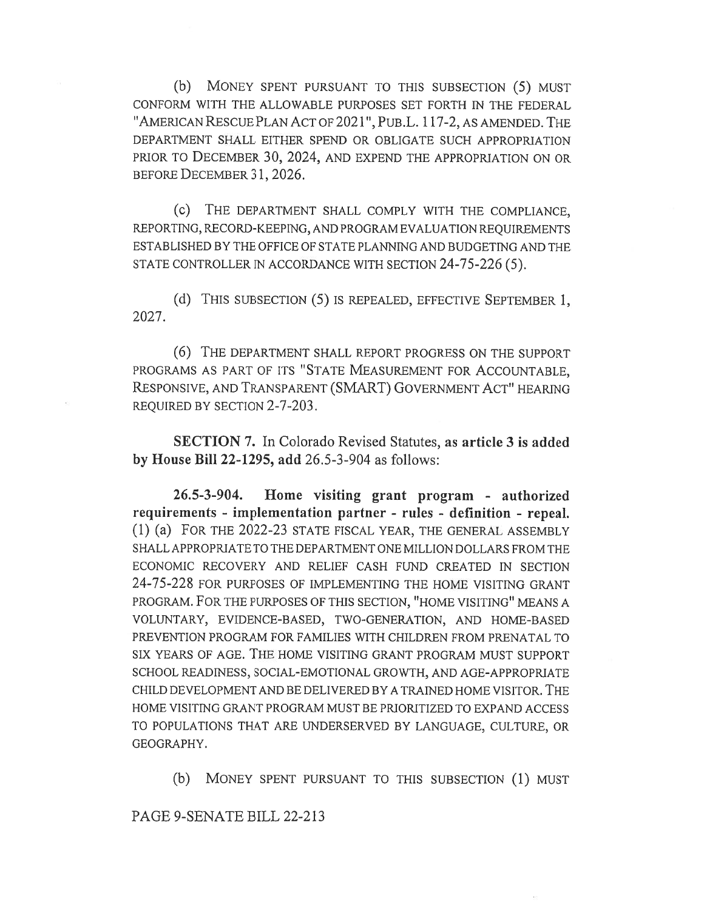(b) MONEY SPENT PURSUANT TO THIS SUBSECTION (5) MUST CONFORM WITH THE ALLOWABLE PURPOSES SET FORTH IN THE FEDERAL "AMERICAN RESCUE PLAN ACT OF 2021", PUB.L. 117-2, AS AMENDED. THE DEPARTMENT SHALL EITHER SPEND OR OBLIGATE SUCH APPROPRIATION PRIOR TO DECEMBER 30, 2024, AND EXPEND THE APPROPRIATION ON OR BEFORE DECEMBER 31, 2026.

(c) THE DEPARTMENT SHALL COMPLY WITH THE COMPLIANCE, REPORTING, RECORD-KEEPING, AND PROGRAM EVALUATION REQUIREMENTS ESTABLISHED BY THE OFFICE OF STATE PLANNING AND BUDGETING AND THE STATE CONTROLLER IN ACCORDANCE WITH SECTION 24-75-226 (5).

(d) THIS SUBSECTION (5) IS REPEALED, EFFECTIVE SEPTEMBER 1, 2027.

(6) THE DEPARTMENT SHALL REPORT PROGRESS ON THE SUPPORT PROGRAMS AS PART OF ITS "STATE MEASUREMENT FOR ACCOUNTABLE, RESPONSIVE, AND TRANSPARENT (SMART) GOVERNMENT ACT" HEARING REQUIRED BY SECTION 2-7-203.

**SECTION 7.** In Colorado Revised Statutes, **as article 3 is added by House Bill 22-1295, add** 26.5-3-904 as follows:

**26.5-3-904. Home visiting grant program - authorized requirements - implementation partner - rules - definition - repeal.** (1) (a) FOR THE 2022-23 STATE FISCAL YEAR, THE GENERAL ASSEMBLY SHALL APPROPRIATE TO THE DEPARTMENT ONE MILLION DOLLARS FROM THE ECONOMIC RECOVERY AND RELIEF CASH FUND CREATED IN SECTION 24-75-228 FOR PURPOSES OF IMPLEMENTING THE HOME VISITING GRANT PROGRAM. FOR THE PURPOSES OF THIS SECTION, "HOME VISITING" MEANS A VOLUNTARY, EVIDENCE-BASED, TWO-GENERATION, AND HOME-BASED PREVENTION PROGRAM FOR FAMILIES WITH CHILDREN FROM PRENATAL TO SIX YEARS OF AGE. THE HOME VISITING GRANT PROGRAM MUST SUPPORT SCHOOL READINESS, SOCIAL-EMOTIONAL GROWTH, AND AGE-APPROPRIATE CHILD DEVELOPMENT AND BE DELIVERED BY A TRAINED HOME VISITOR. THE HOME VISITING GRANT PROGRAM MUST BE PRIORITIZED TO EXPAND ACCESS TO POPULATIONS THAT ARE UNDERSERVED BY LANGUAGE, CULTURE, OR GEOGRAPHY.

(b) MONEY SPENT PURSUANT TO THIS SUBSECTION (1) MUST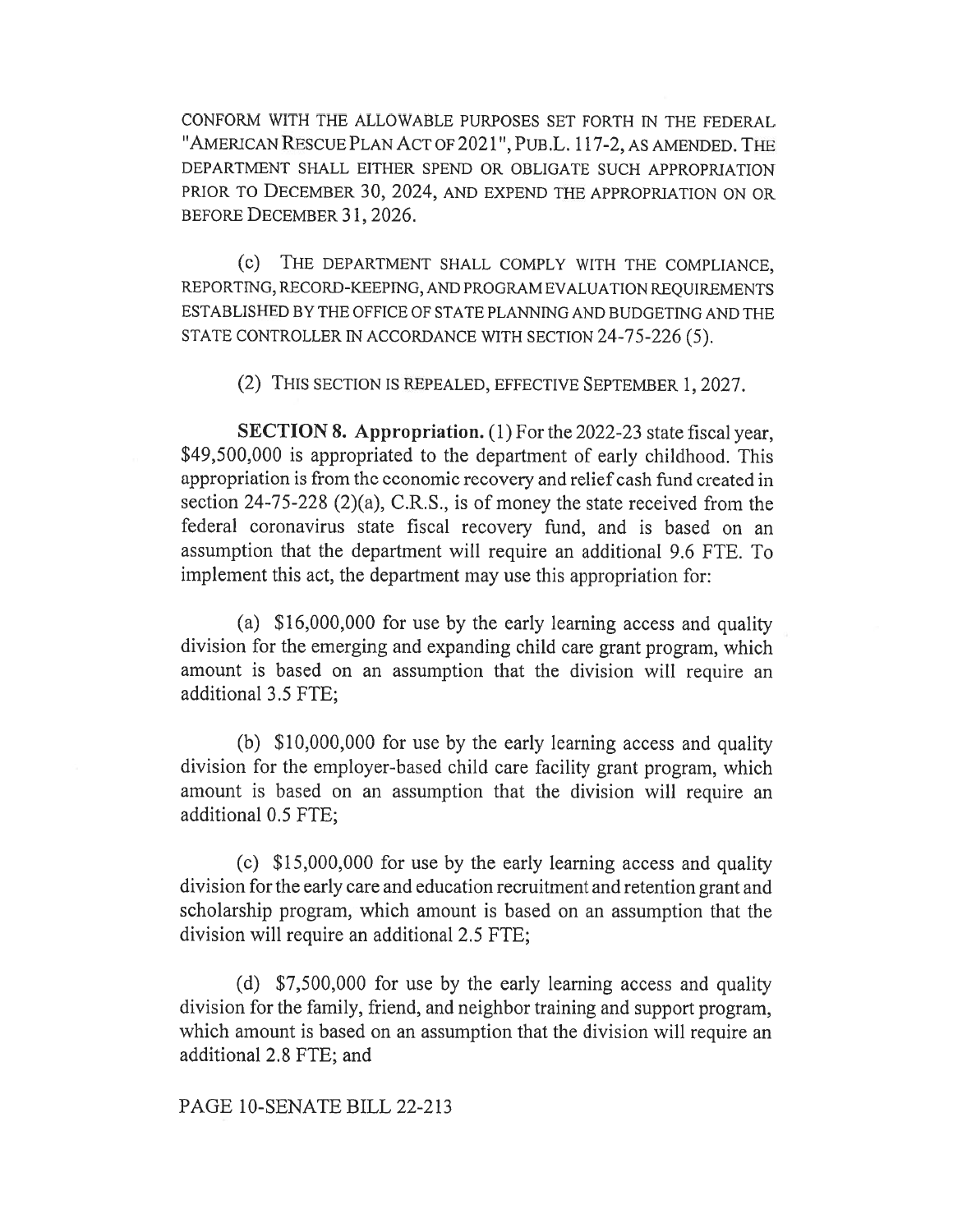CONFORM WITH THE ALLOWABLE PURPOSES SET FORTH IN THE FEDERAL "AMERICAN RESCUE PLAN ACT OF 2021", PUB.L. 117-2, AS AMENDED. THE DEPARTMENT SHALL EITHER SPEND OR OBLIGATE SUCH APPROPRIATION PRIOR TO DECEMBER 30, 2024, AND EXPEND THE APPROPRIATION ON OR BEFORE DECEMBER 31, 2026.

(c) THE DEPARTMENT SHALL COMPLY WITH THE COMPLIANCE, REPORTING, RECORD-KEEPING, AND PROGRAM EVALUATION REQUIREMENTS ESTABLISHED BY THE OFFICE OF STATE PLANNING AND BUDGETING AND THE STATE CONTROLLER IN ACCORDANCE WITH SECTION 24-75-226 (5).

(2) THIS SECTION IS REPEALED, EFFECTIVE SEPTEMBER 1, 2027.

**SECTION 8. Appropriation.** (1) For the 2022-23 state fiscal year, $49,500,000 is appropriated to the department of early childhood. This appropriation is from the economic recovery and relief cash fund created in section 24-75-228 (2)(a), C.R.S., is of money the state received from the federal coronavirus state fiscal recovery fund, and is based on an assumption that the department will require an additional 9.6 FTE. To implement this act, the department may use this appropriation for:

(a) $16,000,000 for use by the early learning access and quality division for the emerging and expanding child care grant program, which amount is based on an assumption that the division will require an additional 3.5 FTE;

(b) $10,000,000 for use by the early learning access and quality division for the employer-based child care facility grant program, which amount is based on an assumption that the division will require an additional 0.5 FTE;

(c) $15,000,000 for use by the early learning access and quality division for the early care and education recruitment and retention grant and scholarship program, which amount is based on an assumption that the division will require an additional 2.5 FTE;

(d) $7,500,000 for use by the early learning access and quality division for the family, friend, and neighbor training and support program, which amount is based on an assumption that the division will require an additional 2.8 FTE; and

PAGE 10-SENATE BILL 22-213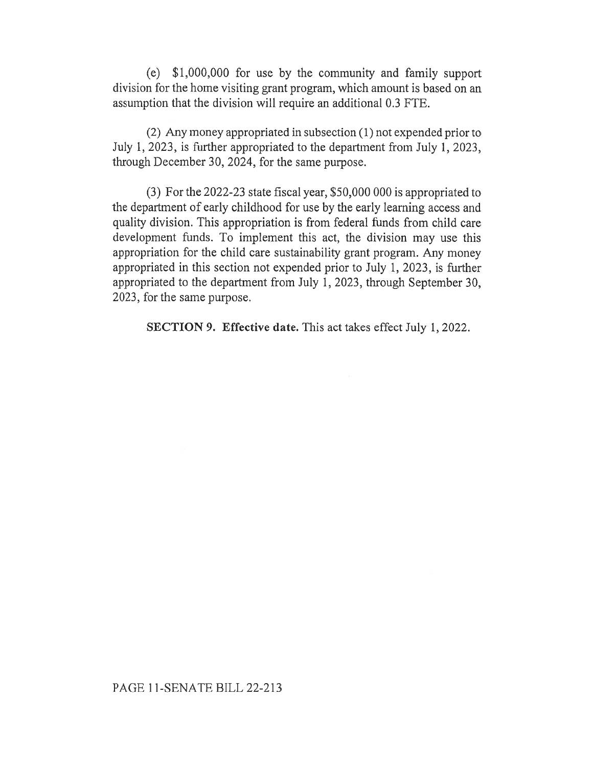(e) $1,000,000 for use by the community and family support division for the home visiting grant program, which amount is based on an assumption that the division will require an additional 0.3 FTE.

(2) Any money appropriated in subsection (1) not expended prior to July 1, 2023, is further appropriated to the department from July 1, 2023, through December 30, 2024, for the same purpose.

(3) For the 2022-23 state fiscal year, $50,000 000 is appropriated to the department of early childhood for use by the early learning access and quality division. This appropriation is from federal funds from child care development funds. To implement this act, the division may use this appropriation for the child care sustainability grant program. Any money appropriated in this section not expended prior to July 1, 2023, is further appropriated to the department from July 1, 2023, through September 30, 2023, for the same purpose.

**SECTION 9. Effective date.** This act takes effect July 1, 2022.

PAGE 11-SENATE BILL 22-213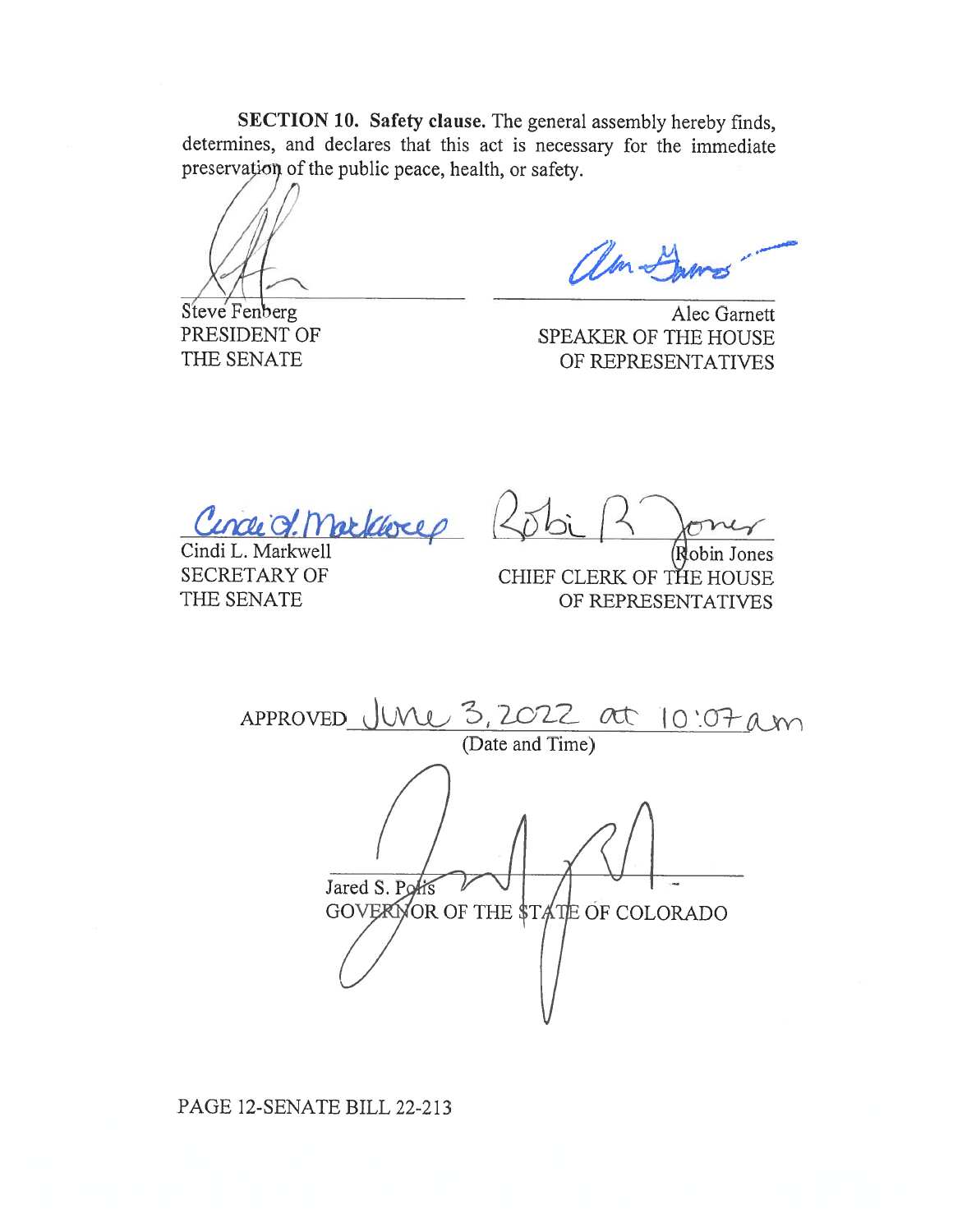**SECTION 10. Safety clause.** The general assembly hereby finds, determines, and declares that this act is necessary for the immediate preservation of the public peace, health, or safety.

Steve Fenberg
PRESIDENT OF
THE SENATE

Alec Garnett
SPEAKER OF THE HOUSE
OF REPRESENTATIVES

Cindi L. Markwell
SECRETARY OF
THE SENATE

Robin Jones
CHIEF CLERK OF THE HOUSE
OF REPRESENTATIVES

APPROVED June 3, 2022 at 10:07 am
(Date and Time)

Jared S. Polis
GOVERNOR OF THE STATE OF COLORADO

PAGE 12-SENATE BILL 22-213